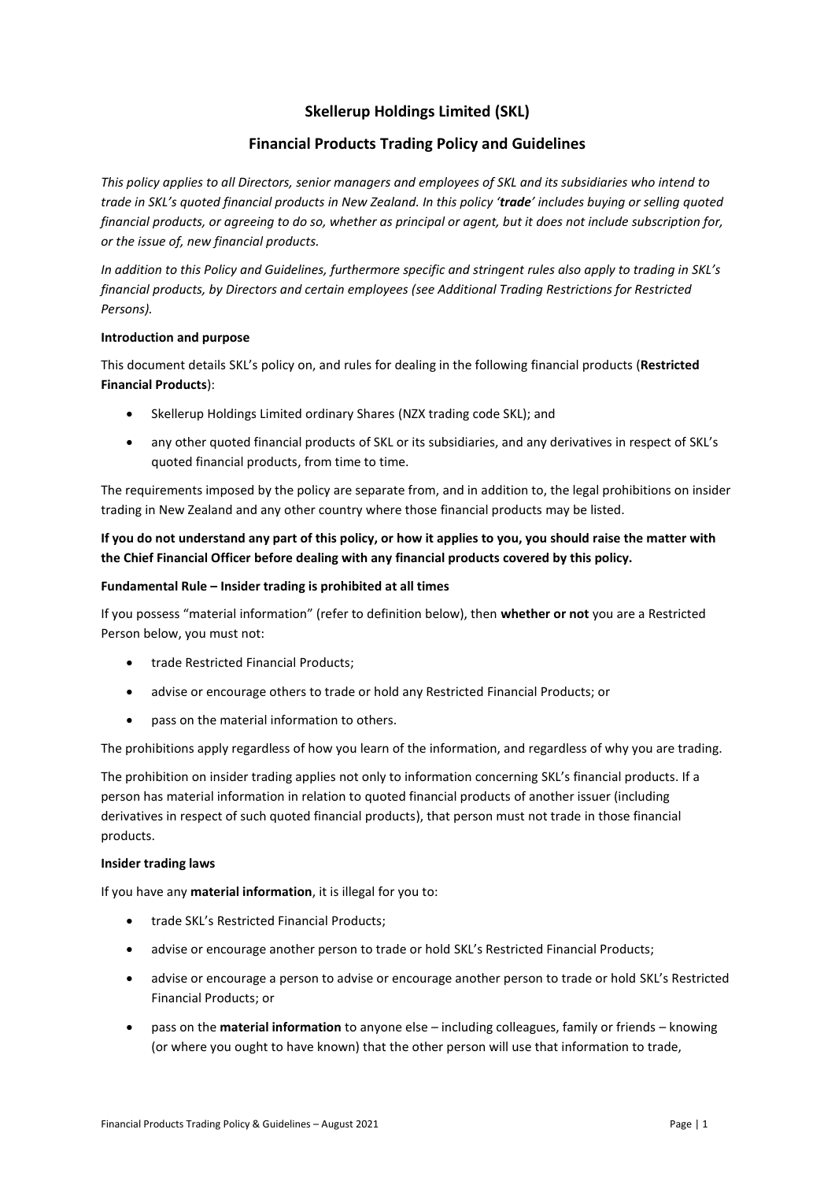# Skellerup Holdings Limited (SKL)

## Financial Products Trading Policy and Guidelines

*This policy applies to all Directors, senior managers and employees of SKL and its subsidiaries who intend to trade in SKL's quoted financial products in New Zealand. In this policy '**trade**' includes buying or selling quoted financial products, or agreeing to do so, whether as principal or agent, but it does not include subscription for, or the issue of, new financial products.*

*In addition to this Policy and Guidelines, furthermore specific and stringent rules also apply to trading in SKL's financial products, by Directors and certain employees (see Additional Trading Restrictions for Restricted Persons).*

**Introduction and purpose**

This document details SKL's policy on, and rules for dealing in the following financial products (**Restricted Financial Products**):

- Skellerup Holdings Limited ordinary Shares (NZX trading code SKL); and
- any other quoted financial products of SKL or its subsidiaries, and any derivatives in respect of SKL's quoted financial products, from time to time.

The requirements imposed by the policy are separate from, and in addition to, the legal prohibitions on insider trading in New Zealand and any other country where those financial products may be listed.

**If you do not understand any part of this policy, or how it applies to you, you should raise the matter with the Chief Financial Officer before dealing with any financial products covered by this policy.**

**Fundamental Rule – Insider trading is prohibited at all times**

If you possess "material information" (refer to definition below), then **whether or not** you are a Restricted Person below, you must not:

- trade Restricted Financial Products;
- advise or encourage others to trade or hold any Restricted Financial Products; or
- pass on the material information to others.

The prohibitions apply regardless of how you learn of the information, and regardless of why you are trading.

The prohibition on insider trading applies not only to information concerning SKL's financial products. If a person has material information in relation to quoted financial products of another issuer (including derivatives in respect of such quoted financial products), that person must not trade in those financial products.

**Insider trading laws**

If you have any **material information**, it is illegal for you to:

- trade SKL's Restricted Financial Products;
- advise or encourage another person to trade or hold SKL's Restricted Financial Products;
- advise or encourage a person to advise or encourage another person to trade or hold SKL's Restricted Financial Products; or
- pass on the **material information** to anyone else – including colleagues, family or friends – knowing (or where you ought to have known) that the other person will use that information to trade,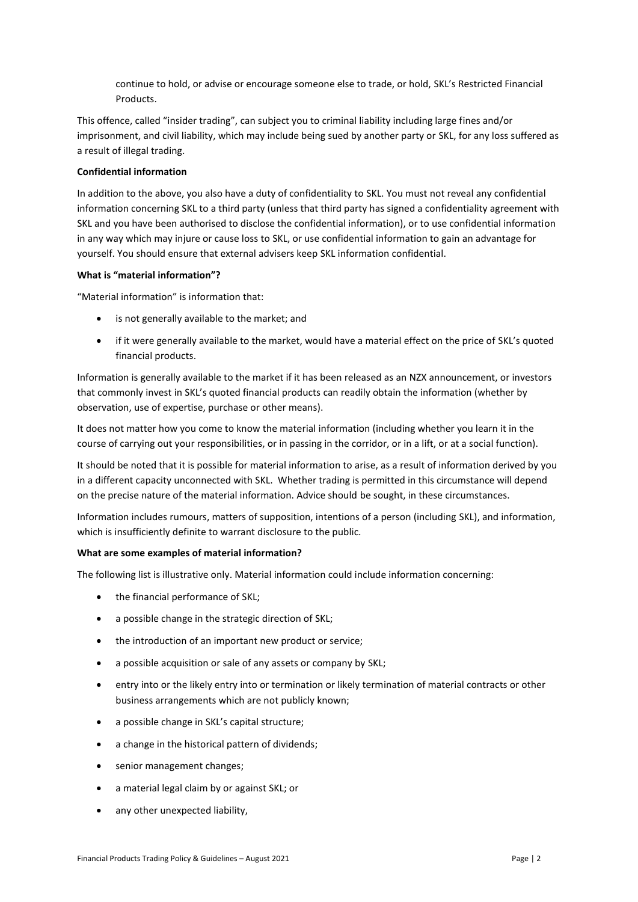continue to hold, or advise or encourage someone else to trade, or hold, SKL's Restricted Financial Products.

This offence, called "insider trading", can subject you to criminal liability including large fines and/or imprisonment, and civil liability, which may include being sued by another party or SKL, for any loss suffered as a result of illegal trading.

**Confidential information**

In addition to the above, you also have a duty of confidentiality to SKL. You must not reveal any confidential information concerning SKL to a third party (unless that third party has signed a confidentiality agreement with SKL and you have been authorised to disclose the confidential information), or to use confidential information in any way which may injure or cause loss to SKL, or use confidential information to gain an advantage for yourself. You should ensure that external advisers keep SKL information confidential.

**What is "material information"?**

"Material information" is information that:

- is not generally available to the market; and
- if it were generally available to the market, would have a material effect on the price of SKL's quoted financial products.

Information is generally available to the market if it has been released as an NZX announcement, or investors that commonly invest in SKL's quoted financial products can readily obtain the information (whether by observation, use of expertise, purchase or other means).

It does not matter how you come to know the material information (including whether you learn it in the course of carrying out your responsibilities, or in passing in the corridor, or in a lift, or at a social function).

It should be noted that it is possible for material information to arise, as a result of information derived by you in a different capacity unconnected with SKL. Whether trading is permitted in this circumstance will depend on the precise nature of the material information. Advice should be sought, in these circumstances.

Information includes rumours, matters of supposition, intentions of a person (including SKL), and information, which is insufficiently definite to warrant disclosure to the public.

**What are some examples of material information?**

The following list is illustrative only. Material information could include information concerning:

- the financial performance of SKL;
- a possible change in the strategic direction of SKL;
- the introduction of an important new product or service;
- a possible acquisition or sale of any assets or company by SKL;
- entry into or the likely entry into or termination or likely termination of material contracts or other business arrangements which are not publicly known;
- a possible change in SKL's capital structure;
- a change in the historical pattern of dividends;
- senior management changes;
- a material legal claim by or against SKL; or
- any other unexpected liability,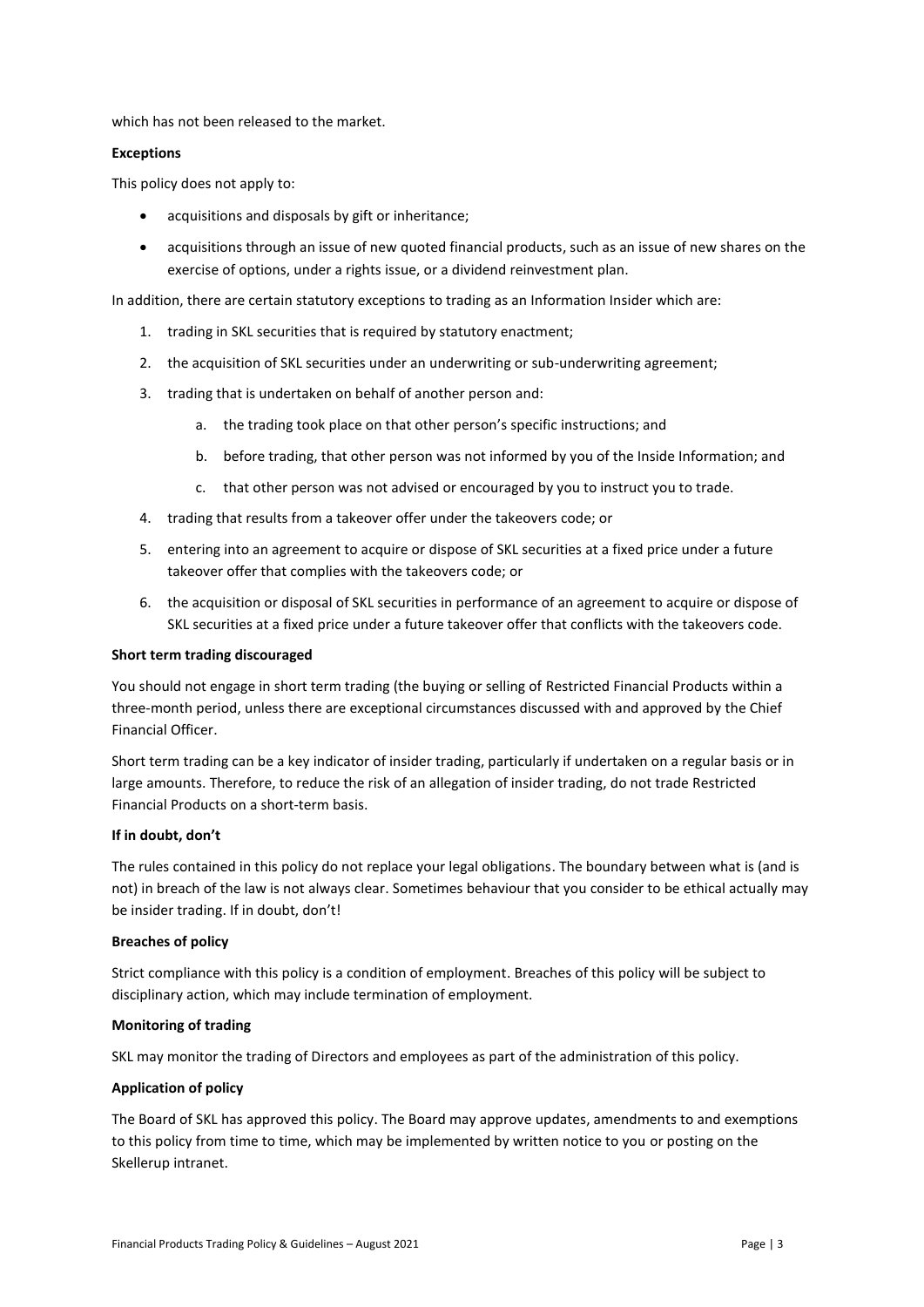which has not been released to the market.

**Exceptions**

This policy does not apply to:

- acquisitions and disposals by gift or inheritance;
- acquisitions through an issue of new quoted financial products, such as an issue of new shares on the exercise of options, under a rights issue, or a dividend reinvestment plan.

In addition, there are certain statutory exceptions to trading as an Information Insider which are:

1. trading in SKL securities that is required by statutory enactment;
2. the acquisition of SKL securities under an underwriting or sub-underwriting agreement;
3. trading that is undertaken on behalf of another person and:
    a. the trading took place on that other person's specific instructions; and
    b. before trading, that other person was not informed by you of the Inside Information; and
    c. that other person was not advised or encouraged by you to instruct you to trade.
4. trading that results from a takeover offer under the takeovers code; or
5. entering into an agreement to acquire or dispose of SKL securities at a fixed price under a future takeover offer that complies with the takeovers code; or
6. the acquisition or disposal of SKL securities in performance of an agreement to acquire or dispose of SKL securities at a fixed price under a future takeover offer that conflicts with the takeovers code.

**Short term trading discouraged**

You should not engage in short term trading (the buying or selling of Restricted Financial Products within a three-month period, unless there are exceptional circumstances discussed with and approved by the Chief Financial Officer.

Short term trading can be a key indicator of insider trading, particularly if undertaken on a regular basis or in large amounts. Therefore, to reduce the risk of an allegation of insider trading, do not trade Restricted Financial Products on a short-term basis.

**If in doubt, don't**

The rules contained in this policy do not replace your legal obligations. The boundary between what is (and is not) in breach of the law is not always clear. Sometimes behaviour that you consider to be ethical actually may be insider trading. If in doubt, don't!

**Breaches of policy**

Strict compliance with this policy is a condition of employment. Breaches of this policy will be subject to disciplinary action, which may include termination of employment.

**Monitoring of trading**

SKL may monitor the trading of Directors and employees as part of the administration of this policy.

**Application of policy**

The Board of SKL has approved this policy. The Board may approve updates, amendments to and exemptions to this policy from time to time, which may be implemented by written notice to you or posting on the Skellerup intranet.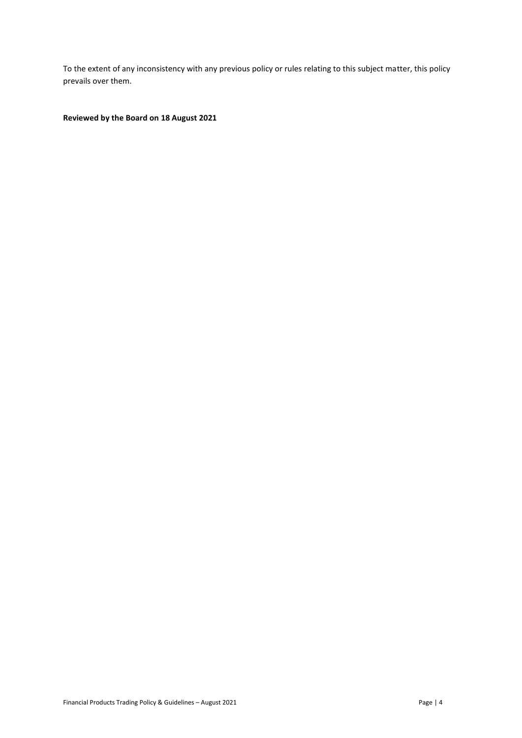To the extent of any inconsistency with any previous policy or rules relating to this subject matter, this policy prevails over them.

**Reviewed by the Board on 18 August 2021**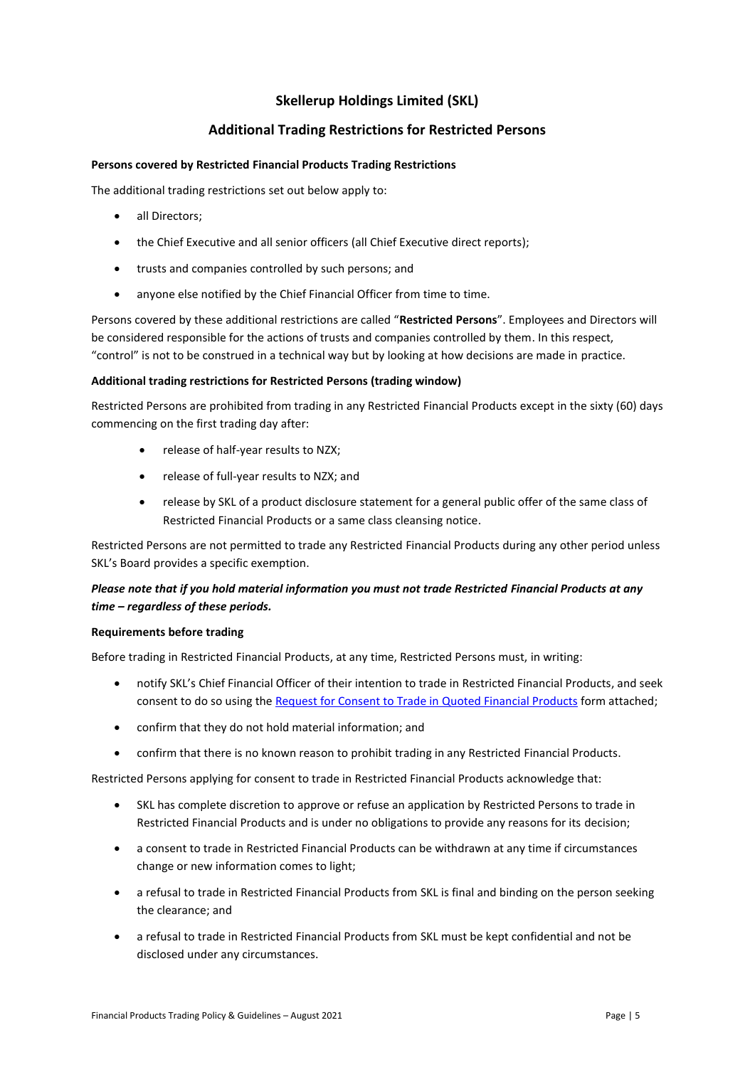## Skellerup Holdings Limited (SKL)

## Additional Trading Restrictions for Restricted Persons

**Persons covered by Restricted Financial Products Trading Restrictions**

The additional trading restrictions set out below apply to:

- all Directors;
- the Chief Executive and all senior officers (all Chief Executive direct reports);
- trusts and companies controlled by such persons; and
- anyone else notified by the Chief Financial Officer from time to time.

Persons covered by these additional restrictions are called "**Restricted Persons**". Employees and Directors will be considered responsible for the actions of trusts and companies controlled by them. In this respect, "control" is not to be construed in a technical way but by looking at how decisions are made in practice.

**Additional trading restrictions for Restricted Persons (trading window)**

Restricted Persons are prohibited from trading in any Restricted Financial Products except in the sixty (60) days commencing on the first trading day after:

- release of half-year results to NZX;
- release of full-year results to NZX; and
- release by SKL of a product disclosure statement for a general public offer of the same class of Restricted Financial Products or a same class cleansing notice.

Restricted Persons are not permitted to trade any Restricted Financial Products during any other period unless SKL's Board provides a specific exemption.

***Please note that if you hold material information you must not trade Restricted Financial Products at any time – regardless of these periods.***

**Requirements before trading**

Before trading in Restricted Financial Products, at any time, Restricted Persons must, in writing:

- notify SKL's Chief Financial Officer of their intention to trade in Restricted Financial Products, and seek consent to do so using the Request for Consent to Trade in Quoted Financial Products form attached;
- confirm that they do not hold material information; and
- confirm that there is no known reason to prohibit trading in any Restricted Financial Products.

Restricted Persons applying for consent to trade in Restricted Financial Products acknowledge that:

- SKL has complete discretion to approve or refuse an application by Restricted Persons to trade in Restricted Financial Products and is under no obligations to provide any reasons for its decision;
- a consent to trade in Restricted Financial Products can be withdrawn at any time if circumstances change or new information comes to light;
- a refusal to trade in Restricted Financial Products from SKL is final and binding on the person seeking the clearance; and
- a refusal to trade in Restricted Financial Products from SKL must be kept confidential and not be disclosed under any circumstances.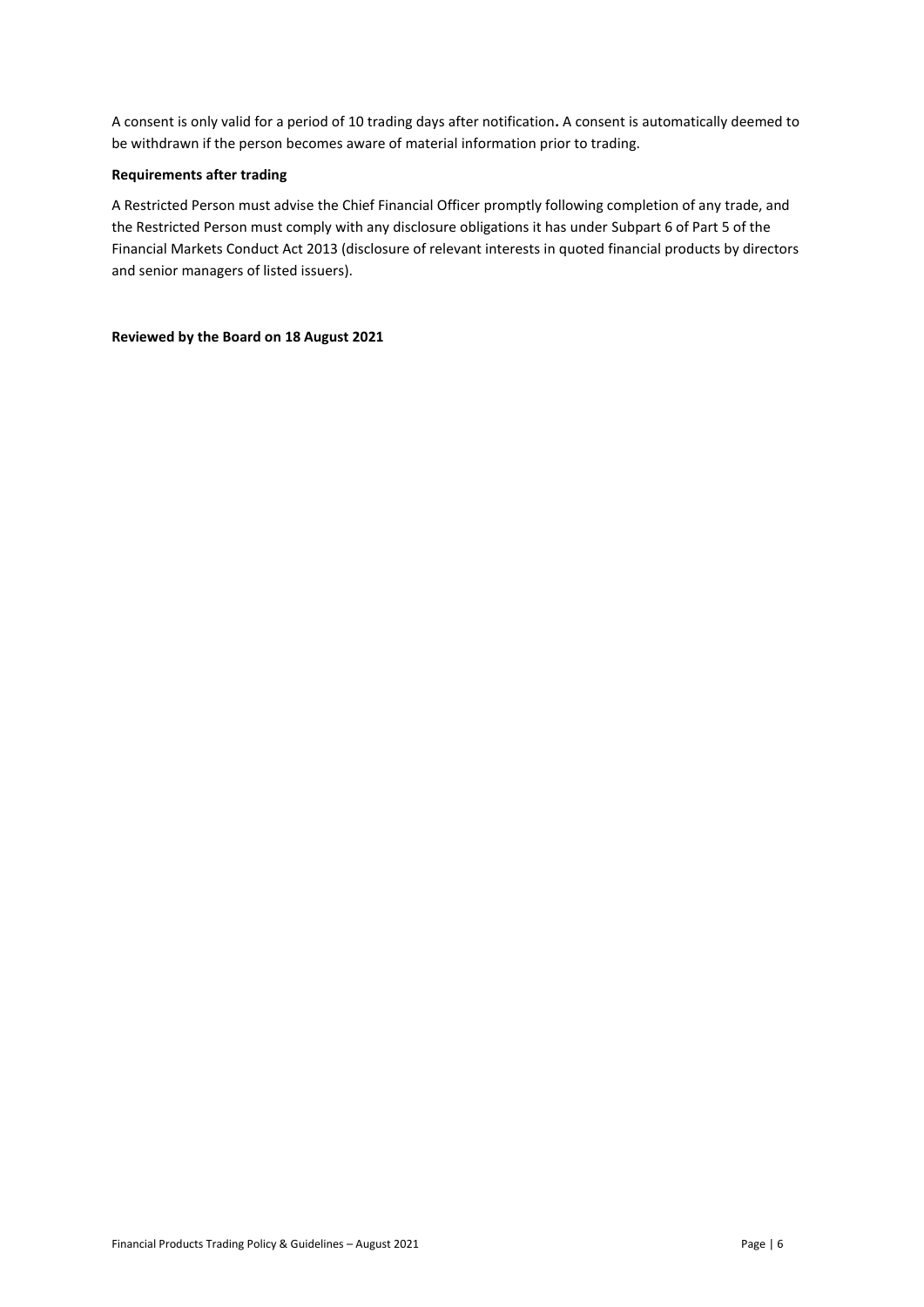A consent is only valid for a period of 10 trading days after notification**.** A consent is automatically deemed to be withdrawn if the person becomes aware of material information prior to trading.

**Requirements after trading**

A Restricted Person must advise the Chief Financial Officer promptly following completion of any trade, and the Restricted Person must comply with any disclosure obligations it has under Subpart 6 of Part 5 of the Financial Markets Conduct Act 2013 (disclosure of relevant interests in quoted financial products by directors and senior managers of listed issuers).

**Reviewed by the Board on 18 August 2021**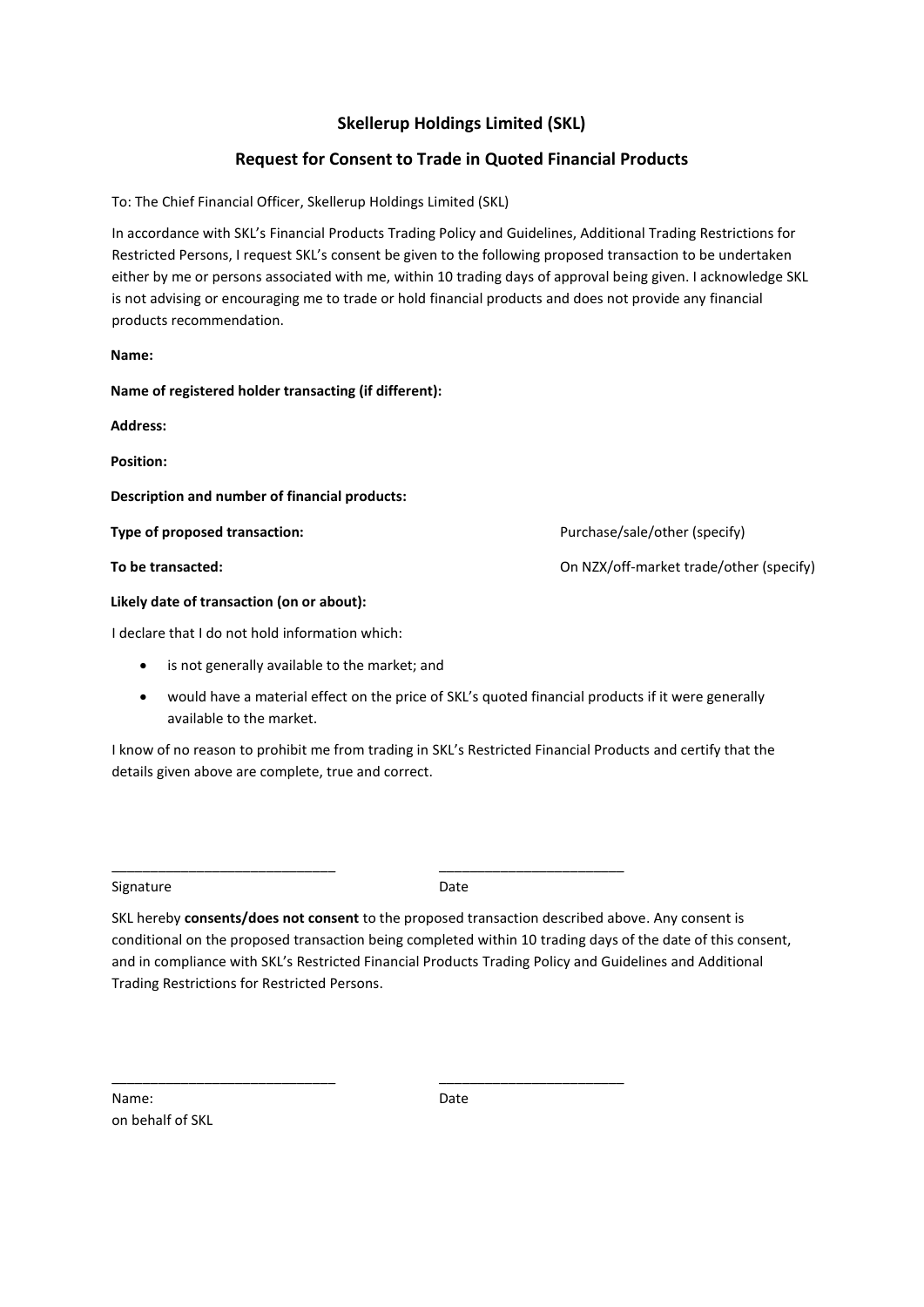## Skellerup Holdings Limited (SKL)

## Request for Consent to Trade in Quoted Financial Products

To: The Chief Financial Officer, Skellerup Holdings Limited (SKL)

In accordance with SKL's Financial Products Trading Policy and Guidelines, Additional Trading Restrictions for Restricted Persons, I request SKL's consent be given to the following proposed transaction to be undertaken either by me or persons associated with me, within 10 trading days of approval being given. I acknowledge SKL is not advising or encouraging me to trade or hold financial products and does not provide any financial products recommendation.

**Name:**

**Name of registered holder transacting (if different):**

**Address:**

**Position:**

**Description and number of financial products:**

**Type of proposed transaction:** Purchase/sale/other (specify)

**To be transacted:** On NZX/off-market trade/other (specify)

**Likely date of transaction (on or about):**

I declare that I do not hold information which:

- is not generally available to the market; and
- would have a material effect on the price of SKL's quoted financial products if it were generally available to the market.

I know of no reason to prohibit me from trading in SKL's Restricted Financial Products and certify that the details given above are complete, true and correct.

_____________________________ _________________________

Signature Date

SKL hereby **consents/does not consent** to the proposed transaction described above. Any consent is conditional on the proposed transaction being completed within 10 trading days of the date of this consent, and in compliance with SKL's Restricted Financial Products Trading Policy and Guidelines and Additional Trading Restrictions for Restricted Persons.

_____________________________ _________________________

Name: Date

on behalf of SKL